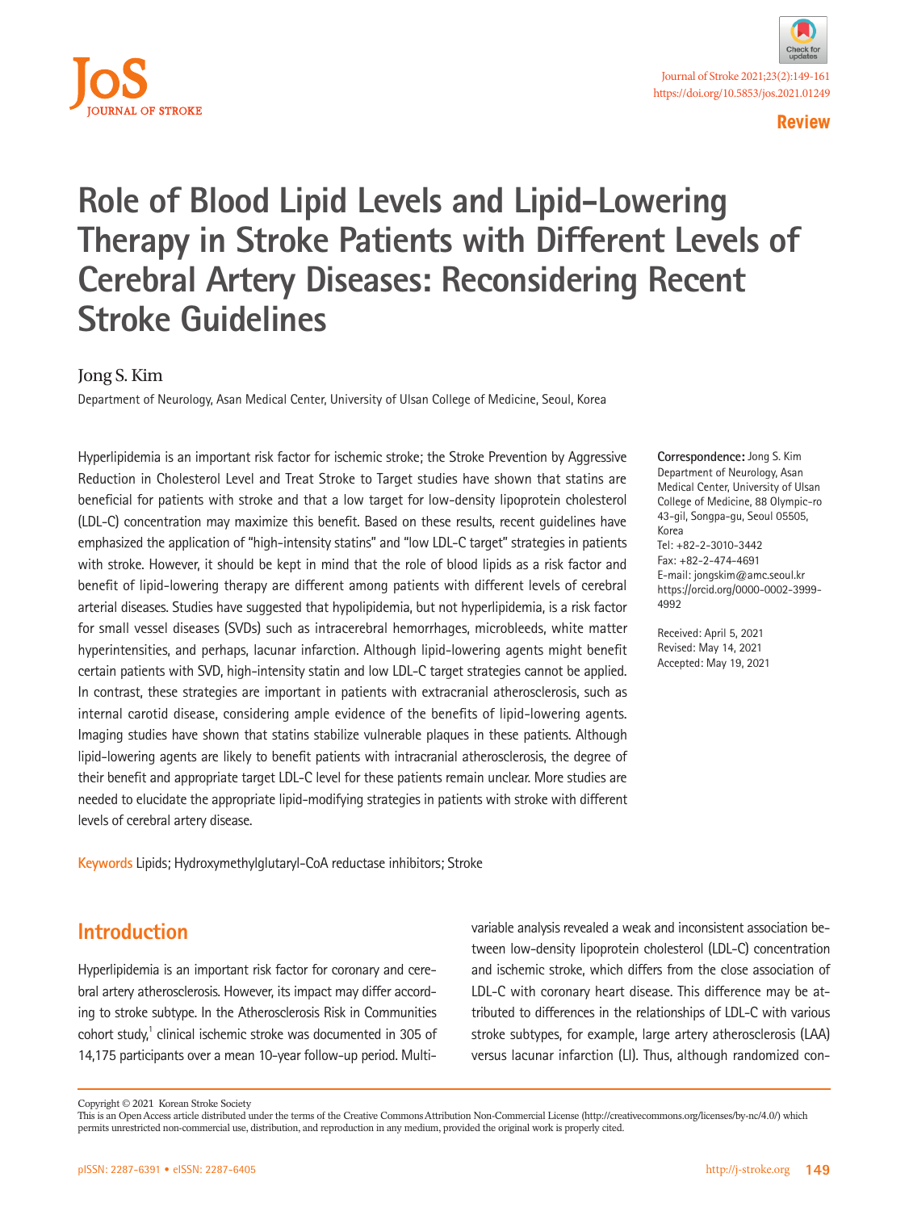Review

# Role of Blood Lipid Levels and Lipid-Lowering Therapy in Stroke Patients with Different Levels of Cerebral Artery Diseases: Reconsidering Recent Stroke Guidelines

Jong S. Kim

Department of Neurology, Asan Medical Center, University of Ulsan College of Medicine, Seoul, Korea

Hyperlipidemia is an important risk factor for ischemic stroke; the Stroke Prevention by Aggressive Reduction in Cholesterol Level and Treat Stroke to Target studies have shown that statins are beneficial for patients with stroke and that a low target for low-density lipoprotein cholesterol (LDL-C) concentration may maximize this benefit. Based on these results, recent guidelines have emphasized the application of "high-intensity statins" and "low LDL-C target" strategies in patients with stroke. However, it should be kept in mind that the role of blood lipids as a risk factor and benefit of lipid-lowering therapy are different among patients with different levels of cerebral arterial diseases. Studies have suggested that hypolipidemia, but not hyperlipidemia, is a risk factor for small vessel diseases (SVDs) such as intracerebral hemorrhages, microbleeds, white matter hyperintensities, and perhaps, lacunar infarction. Although lipid-lowering agents might benefit certain patients with SVD, high-intensity statin and low LDL-C target strategies cannot be applied. In contrast, these strategies are important in patients with extracranial atherosclerosis, such as internal carotid disease, considering ample evidence of the benefits of lipid-lowering agents. Imaging studies have shown that statins stabilize vulnerable plaques in these patients. Although lipid-lowering agents are likely to benefit patients with intracranial atherosclerosis, the degree of their benefit and appropriate target LDL-C level for these patients remain unclear. More studies are needed to elucidate the appropriate lipid-modifying strategies in patients with stroke with different levels of cerebral artery disease.

**Keywords** Lipids; Hydroxymethylglutaryl-CoA reductase inhibitors; Stroke

**Correspondence:** Jong S. Kim
Department of Neurology, Asan Medical Center, University of Ulsan College of Medicine, 88 Olympic-ro 43-gil, Songpa-gu, Seoul 05505, Korea
Tel: +82-2-3010-3442
Fax: +82-2-474-4691
E-mail: jongskim@amc.seoul.kr
https://orcid.org/0000-0002-3999-4992

Received: April 5, 2021
Revised: May 14, 2021
Accepted: May 19, 2021

## Introduction

Hyperlipidemia is an important risk factor for coronary and cerebral artery atherosclerosis. However, its impact may differ according to stroke subtype. In the Atherosclerosis Risk in Communities cohort study,[1] clinical ischemic stroke was documented in 305 of 14,175 participants over a mean 10-year follow-up period. Multivariable analysis revealed a weak and inconsistent association between low-density lipoprotein cholesterol (LDL-C) concentration and ischemic stroke, which differs from the close association of LDL-C with coronary heart disease. This difference may be attributed to differences in the relationships of LDL-C with various stroke subtypes, for example, large artery atherosclerosis (LAA) versus lacunar infarction (LI). Thus, although randomized con-

Copyright © 2021 Korean Stroke Society
This is an Open Access article distributed under the terms of the Creative Commons Attribution Non-Commercial License (http://creativecommons.org/licenses/by-nc/4.0/) which permits unrestricted non-commercial use, distribution, and reproduction in any medium, provided the original work is properly cited.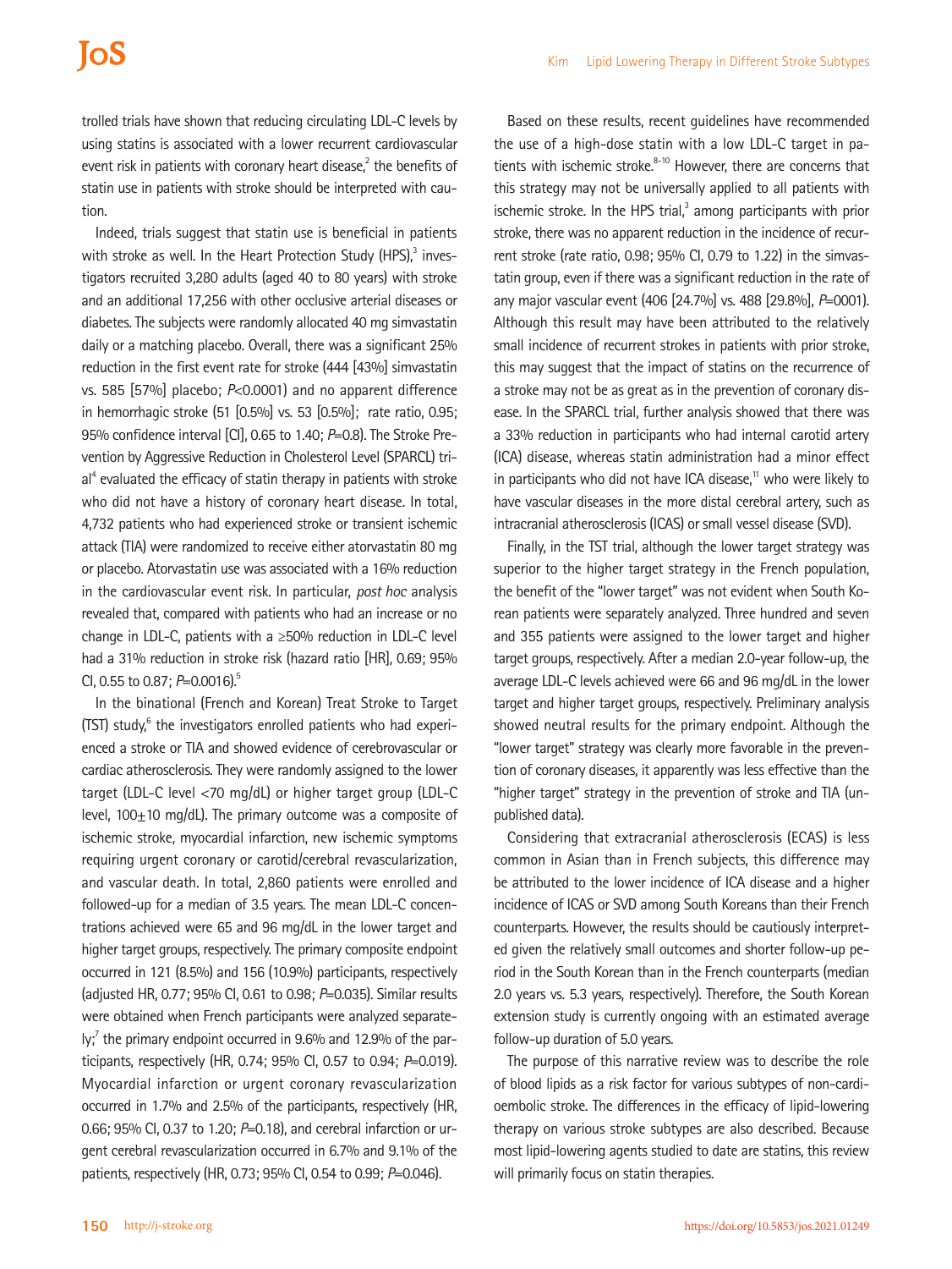trolled trials have shown that reducing circulating LDL-C levels by using statins is associated with a lower recurrent cardiovascular event risk in patients with coronary heart disease,[2] the benefits of statin use in patients with stroke should be interpreted with caution.

Indeed, trials suggest that statin use is beneficial in patients with stroke as well. In the Heart Protection Study (HPS),[3] investigators recruited 3,280 adults (aged 40 to 80 years) with stroke and an additional 17,256 with other occlusive arterial diseases or diabetes. The subjects were randomly allocated 40 mg simvastatin daily or a matching placebo. Overall, there was a significant 25% reduction in the first event rate for stroke (444 [43%] simvastatin vs. 585 [57%] placebo; $P<0.0001$) and no apparent difference in hemorrhagic stroke (51 [0.5%] vs. 53 [0.5%]; rate ratio, 0.95; 95% confidence interval [CI], 0.65 to 1.40; $P=0.8$). The Stroke Prevention by Aggressive Reduction in Cholesterol Level (SPARCL) trial[4] evaluated the efficacy of statin therapy in patients with stroke who did not have a history of coronary heart disease. In total, 4,732 patients who had experienced stroke or transient ischemic attack (TIA) were randomized to receive either atorvastatin 80 mg or placebo. Atorvastatin use was associated with a 16% reduction in the cardiovascular event risk. In particular, *post hoc* analysis revealed that, compared with patients who had an increase or no change in LDL-C, patients with a ≥50% reduction in LDL-C level had a 31% reduction in stroke risk (hazard ratio [HR], 0.69; 95% CI, 0.55 to 0.87; $P=0.0016$).[5]

In the binational (French and Korean) Treat Stroke to Target (TST) study,[6] the investigators enrolled patients who had experienced a stroke or TIA and showed evidence of cerebrovascular or cardiac atherosclerosis. They were randomly assigned to the lower target (LDL-C level <70 mg/dL) or higher target group (LDL-C level, 100±10 mg/dL). The primary outcome was a composite of ischemic stroke, myocardial infarction, new ischemic symptoms requiring urgent coronary or carotid/cerebral revascularization, and vascular death. In total, 2,860 patients were enrolled and followed-up for a median of 3.5 years. The mean LDL-C concentrations achieved were 65 and 96 mg/dL in the lower target and higher target groups, respectively. The primary composite endpoint occurred in 121 (8.5%) and 156 (10.9%) participants, respectively (adjusted HR, 0.77; 95% CI, 0.61 to 0.98; $P=0.035$). Similar results were obtained when French participants were analyzed separately;[7] the primary endpoint occurred in 9.6% and 12.9% of the participants, respectively (HR, 0.74; 95% CI, 0.57 to 0.94; $P=0.019$). Myocardial infarction or urgent coronary revascularization occurred in 1.7% and 2.5% of the participants, respectively (HR, 0.66; 95% CI, 0.37 to 1.20; $P=0.18$), and cerebral infarction or urgent cerebral revascularization occurred in 6.7% and 9.1% of the patients, respectively (HR, 0.73; 95% CI, 0.54 to 0.99; $P=0.046$).

Based on these results, recent guidelines have recommended the use of a high-dose statin with a low LDL-C target in patients with ischemic stroke.[8-10] However, there are concerns that this strategy may not be universally applied to all patients with ischemic stroke. In the HPS trial,[3] among participants with prior stroke, there was no apparent reduction in the incidence of recurrent stroke (rate ratio, 0.98; 95% CI, 0.79 to 1.22) in the simvastatin group, even if there was a significant reduction in the rate of any major vascular event (406 [24.7%] vs. 488 [29.8%], $P=0001$). Although this result may have been attributed to the relatively small incidence of recurrent strokes in patients with prior stroke, this may suggest that the impact of statins on the recurrence of a stroke may not be as great as in the prevention of coronary disease. In the SPARCL trial, further analysis showed that there was a 33% reduction in participants who had internal carotid artery (ICA) disease, whereas statin administration had a minor effect in participants who did not have ICA disease,[11] who were likely to have vascular diseases in the more distal cerebral artery, such as intracranial atherosclerosis (ICAS) or small vessel disease (SVD).

Finally, in the TST trial, although the lower target strategy was superior to the higher target strategy in the French population, the benefit of the "lower target" was not evident when South Korean patients were separately analyzed. Three hundred and seven and 355 patients were assigned to the lower target and higher target groups, respectively. After a median 2.0-year follow-up, the average LDL-C levels achieved were 66 and 96 mg/dL in the lower target and higher target groups, respectively. Preliminary analysis showed neutral results for the primary endpoint. Although the "lower target" strategy was clearly more favorable in the prevention of coronary diseases, it apparently was less effective than the "higher target" strategy in the prevention of stroke and TIA (unpublished data).

Considering that extracranial atherosclerosis (ECAS) is less common in Asian than in French subjects, this difference may be attributed to the lower incidence of ICA disease and a higher incidence of ICAS or SVD among South Koreans than their French counterparts. However, the results should be cautiously interpreted given the relatively small outcomes and shorter follow-up period in the South Korean than in the French counterparts (median 2.0 years vs. 5.3 years, respectively). Therefore, the South Korean extension study is currently ongoing with an estimated average follow-up duration of 5.0 years.

The purpose of this narrative review was to describe the role of blood lipids as a risk factor for various subtypes of non-cardioembolic stroke. The differences in the efficacy of lipid-lowering therapy on various stroke subtypes are also described. Because most lipid-lowering agents studied to date are statins, this review will primarily focus on statin therapies.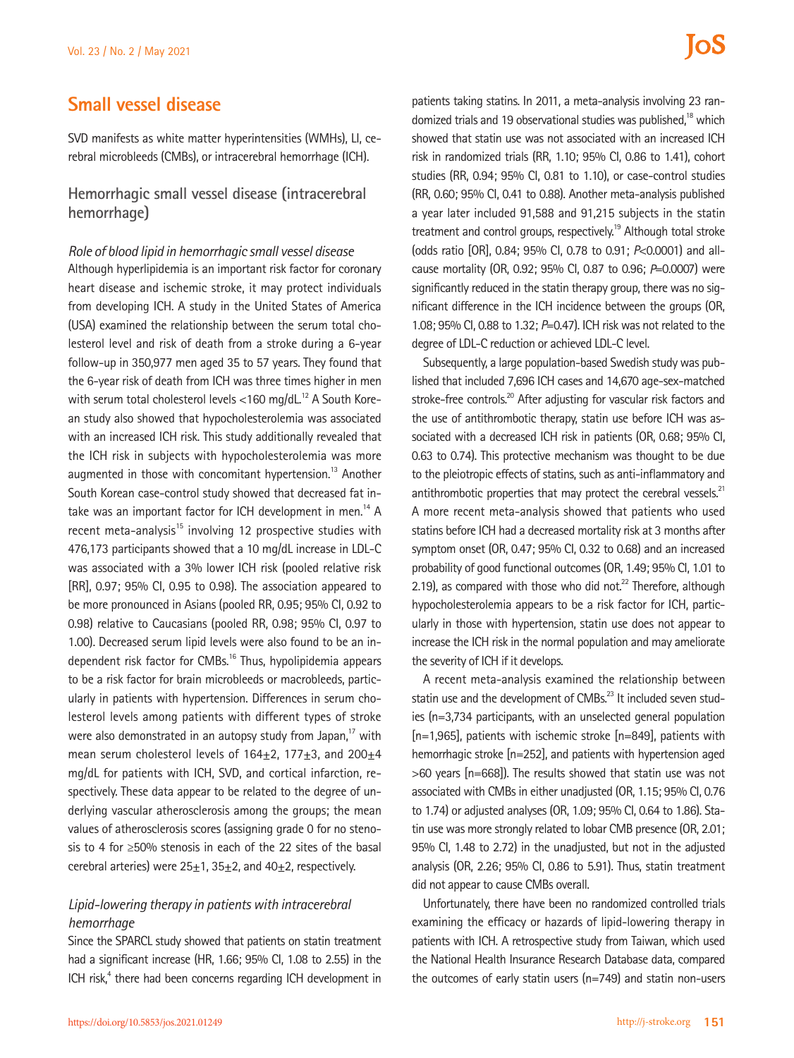## Small vessel disease

SVD manifests as white matter hyperintensities (WMHs), LI, cerebral microbleeds (CMBs), or intracerebral hemorrhage (ICH).

### Hemorrhagic small vessel disease (intracerebral hemorrhage)

#### *Role of blood lipid in hemorrhagic small vessel disease*

Although hyperlipidemia is an important risk factor for coronary heart disease and ischemic stroke, it may protect individuals from developing ICH. A study in the United States of America (USA) examined the relationship between the serum total cholesterol level and risk of death from a stroke during a 6-year follow-up in 350,977 men aged 35 to 57 years. They found that the 6-year risk of death from ICH was three times higher in men with serum total cholesterol levels <160 mg/dL.[12] A South Korean study also showed that hypocholesterolemia was associated with an increased ICH risk. This study additionally revealed that the ICH risk in subjects with hypocholesterolemia was more augmented in those with concomitant hypertension.[13] Another South Korean case-control study showed that decreased fat intake was an important factor for ICH development in men.[14] A recent meta-analysis[15] involving 12 prospective studies with 476,173 participants showed that a 10 mg/dL increase in LDL-C was associated with a 3% lower ICH risk (pooled relative risk [RR], 0.97; 95% CI, 0.95 to 0.98). The association appeared to be more pronounced in Asians (pooled RR, 0.95; 95% CI, 0.92 to 0.98) relative to Caucasians (pooled RR, 0.98; 95% CI, 0.97 to 1.00). Decreased serum lipid levels were also found to be an independent risk factor for CMBs.[16] Thus, hypolipidemia appears to be a risk factor for brain microbleeds or macrobleeds, particularly in patients with hypertension. Differences in serum cholesterol levels among patients with different types of stroke were also demonstrated in an autopsy study from Japan,[17] with mean serum cholesterol levels of 164±2, 177±3, and 200±4 mg/dL for patients with ICH, SVD, and cortical infarction, respectively. These data appear to be related to the degree of underlying vascular atherosclerosis among the groups; the mean values of atherosclerosis scores (assigning grade 0 for no stenosis to 4 for ≥50% stenosis in each of the 22 sites of the basal cerebral arteries) were 25±1, 35±2, and 40±2, respectively.

#### *Lipid-lowering therapy in patients with intracerebral hemorrhage*

Since the SPARCL study showed that patients on statin treatment had a significant increase (HR, 1.66; 95% CI, 1.08 to 2.55) in the ICH risk,[4] there had been concerns regarding ICH development in patients taking statins. In 2011, a meta-analysis involving 23 randomized trials and 19 observational studies was published,[18] which showed that statin use was not associated with an increased ICH risk in randomized trials (RR, 1.10; 95% CI, 0.86 to 1.41), cohort studies (RR, 0.94; 95% CI, 0.81 to 1.10), or case-control studies (RR, 0.60; 95% CI, 0.41 to 0.88). Another meta-analysis published a year later included 91,588 and 91,215 subjects in the statin treatment and control groups, respectively.[19] Although total stroke (odds ratio [OR], 0.84; 95% CI, 0.78 to 0.91; $P<0.0001$) and all-cause mortality (OR, 0.92; 95% CI, 0.87 to 0.96; $P=0.0007$) were significantly reduced in the statin therapy group, there was no significant difference in the ICH incidence between the groups (OR, 1.08; 95% CI, 0.88 to 1.32; $P=0.47$). ICH risk was not related to the degree of LDL-C reduction or achieved LDL-C level.

Subsequently, a large population-based Swedish study was published that included 7,696 ICH cases and 14,670 age-sex-matched stroke-free controls.[20] After adjusting for vascular risk factors and the use of antithrombotic therapy, statin use before ICH was associated with a decreased ICH risk in patients (OR, 0.68; 95% CI, 0.63 to 0.74). This protective mechanism was thought to be due to the pleiotropic effects of statins, such as anti-inflammatory and antithrombotic properties that may protect the cerebral vessels.[21] A more recent meta-analysis showed that patients who used statins before ICH had a decreased mortality risk at 3 months after symptom onset (OR, 0.47; 95% CI, 0.32 to 0.68) and an increased probability of good functional outcomes (OR, 1.49; 95% CI, 1.01 to 2.19), as compared with those who did not.[22] Therefore, although hypocholesterolemia appears to be a risk factor for ICH, particularly in those with hypertension, statin use does not appear to increase the ICH risk in the normal population and may ameliorate the severity of ICH if it develops.

A recent meta-analysis examined the relationship between statin use and the development of CMBs.[23] It included seven studies (n=3,734 participants, with an unselected general population [n=1,965], patients with ischemic stroke [n=849], patients with hemorrhagic stroke [n=252], and patients with hypertension aged >60 years [n=668]). The results showed that statin use was not associated with CMBs in either unadjusted (OR, 1.15; 95% CI, 0.76 to 1.74) or adjusted analyses (OR, 1.09; 95% CI, 0.64 to 1.86). Statin use was more strongly related to lobar CMB presence (OR, 2.01; 95% CI, 1.48 to 2.72) in the unadjusted, but not in the adjusted analysis (OR, 2.26; 95% CI, 0.86 to 5.91). Thus, statin treatment did not appear to cause CMBs overall.

Unfortunately, there have been no randomized controlled trials examining the efficacy or hazards of lipid-lowering therapy in patients with ICH. A retrospective study from Taiwan, which used the National Health Insurance Research Database data, compared the outcomes of early statin users (n=749) and statin non-users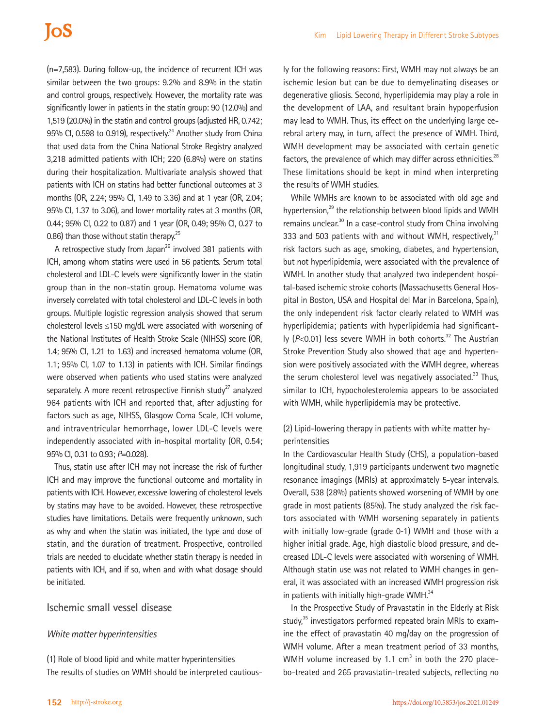(n=7,583). During follow-up, the incidence of recurrent ICH was similar between the two groups: 9.2% and 8.9% in the statin and control groups, respectively. However, the mortality rate was significantly lower in patients in the statin group: 90 (12.0%) and 1,519 (20.0%) in the statin and control groups (adjusted HR, 0.742; 95% CI, 0.598 to 0.919), respectively.[24] Another study from China that used data from the China National Stroke Registry analyzed 3,218 admitted patients with ICH; 220 (6.8%) were on statins during their hospitalization. Multivariate analysis showed that patients with ICH on statins had better functional outcomes at 3 months (OR, 2.24; 95% CI, 1.49 to 3.36) and at 1 year (OR, 2.04; 95% CI, 1.37 to 3.06), and lower mortality rates at 3 months (OR, 0.44; 95% CI, 0.22 to 0.87) and 1 year (OR, 0.49; 95% CI, 0.27 to 0.86) than those without statin therapy.[25]

A retrospective study from Japan[26] involved 381 patients with ICH, among whom statins were used in 56 patients. Serum total cholesterol and LDL-C levels were significantly lower in the statin group than in the non-statin group. Hematoma volume was inversely correlated with total cholesterol and LDL-C levels in both groups. Multiple logistic regression analysis showed that serum cholesterol levels ≤150 mg/dL were associated with worsening of the National Institutes of Health Stroke Scale (NIHSS) score (OR, 1.4; 95% CI, 1.21 to 1.63) and increased hematoma volume (OR, 1.1; 95% CI, 1.07 to 1.13) in patients with ICH. Similar findings were observed when patients who used statins were analyzed separately. A more recent retrospective Finnish study[27] analyzed 964 patients with ICH and reported that, after adjusting for factors such as age, NIHSS, Glasgow Coma Scale, ICH volume, and intraventricular hemorrhage, lower LDL-C levels were independently associated with in-hospital mortality (OR, 0.54; 95% CI, 0.31 to 0.93; $P$=0.028).

Thus, statin use after ICH may not increase the risk of further ICH and may improve the functional outcome and mortality in patients with ICH. However, excessive lowering of cholesterol levels by statins may have to be avoided. However, these retrospective studies have limitations. Details were frequently unknown, such as why and when the statin was initiated, the type and dose of statin, and the duration of treatment. Prospective, controlled trials are needed to elucidate whether statin therapy is needed in patients with ICH, and if so, when and with what dosage should be initiated.

## Ischemic small vessel disease

### *White matter hyperintensities*

(1) Role of blood lipid and white matter hyperintensities

The results of studies on WMH should be interpreted cautiously for the following reasons: First, WMH may not always be an ischemic lesion but can be due to demyelinating diseases or degenerative gliosis. Second, hyperlipidemia may play a role in the development of LAA, and resultant brain hypoperfusion may lead to WMH. Thus, its effect on the underlying large cerebral artery may, in turn, affect the presence of WMH. Third, WMH development may be associated with certain genetic factors, the prevalence of which may differ across ethnicities.[28] These limitations should be kept in mind when interpreting the results of WMH studies.

While WMHs are known to be associated with old age and hypertension,[29] the relationship between blood lipids and WMH remains unclear.[30] In a case-control study from China involving 333 and 503 patients with and without WMH, respectively,[31] risk factors such as age, smoking, diabetes, and hypertension, but not hyperlipidemia, were associated with the prevalence of WMH. In another study that analyzed two independent hospital-based ischemic stroke cohorts (Massachusetts General Hospital in Boston, USA and Hospital del Mar in Barcelona, Spain), the only independent risk factor clearly related to WMH was hyperlipidemia; patients with hyperlipidemia had significantly ($P$<0.01) less severe WMH in both cohorts.[32] The Austrian Stroke Prevention Study also showed that age and hypertension were positively associated with the WMH degree, whereas the serum cholesterol level was negatively associated.[33] Thus, similar to ICH, hypocholesterolemia appears to be associated with WMH, while hyperlipidemia may be protective.

(2) Lipid-lowering therapy in patients with white matter hyperintensities

In the Cardiovascular Health Study (CHS), a population-based longitudinal study, 1,919 participants underwent two magnetic resonance imagings (MRIs) at approximately 5-year intervals. Overall, 538 (28%) patients showed worsening of WMH by one grade in most patients (85%). The study analyzed the risk factors associated with WMH worsening separately in patients with initially low-grade (grade 0-1) WMH and those with a higher initial grade. Age, high diastolic blood pressure, and decreased LDL-C levels were associated with worsening of WMH. Although statin use was not related to WMH changes in general, it was associated with an increased WMH progression risk in patients with initially high-grade WMH.[34]

In the Prospective Study of Pravastatin in the Elderly at Risk study,[35] investigators performed repeated brain MRIs to examine the effect of pravastatin 40 mg/day on the progression of WMH volume. After a mean treatment period of 33 months, WMH volume increased by 1.1 $cm^3$ in both the 270 placebo-treated and 265 pravastatin-treated subjects, reflecting no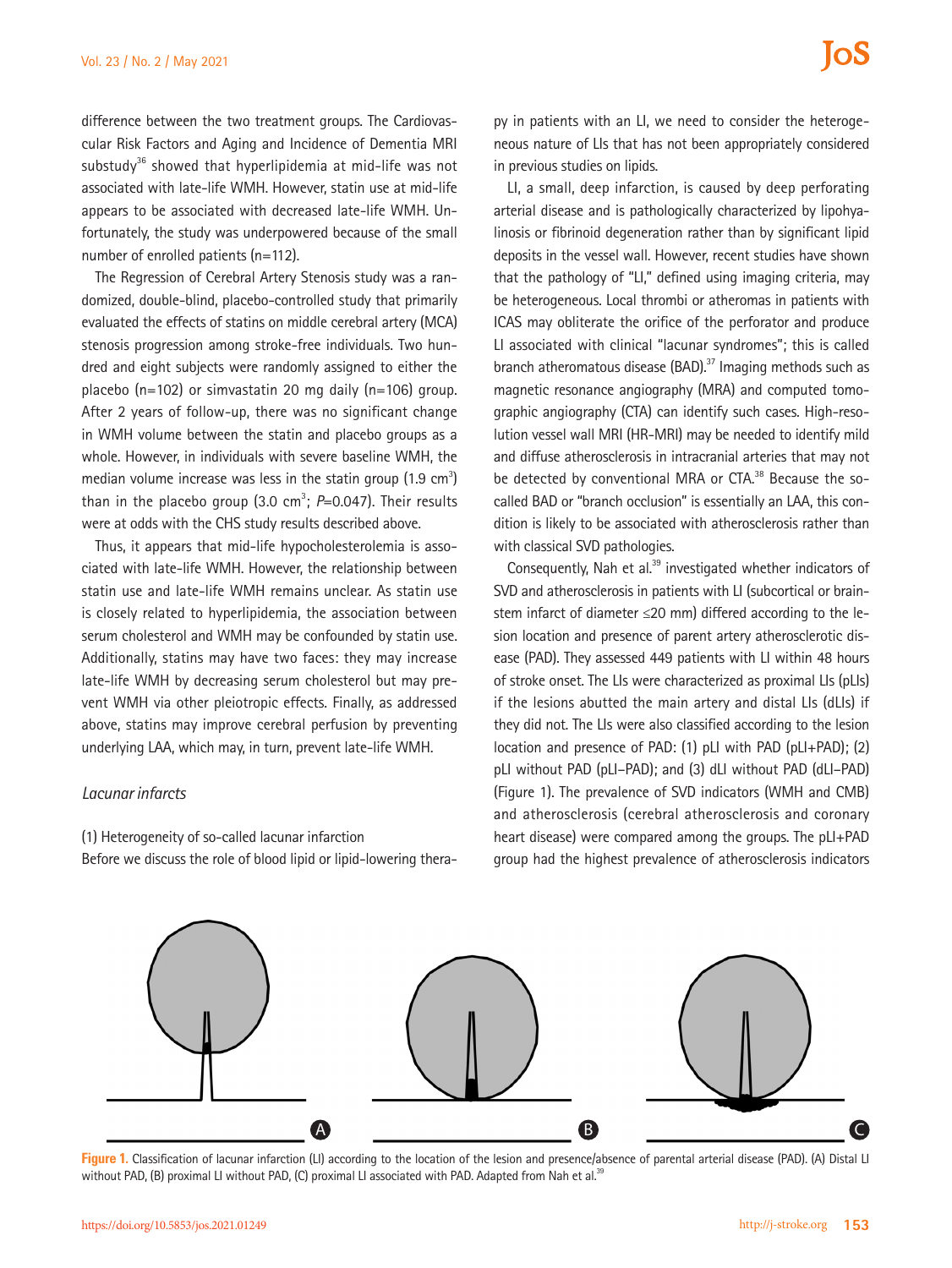difference between the two treatment groups. The Cardiovascular Risk Factors and Aging and Incidence of Dementia MRI substudy[36] showed that hyperlipidemia at mid-life was not associated with late-life WMH. However, statin use at mid-life appears to be associated with decreased late-life WMH. Unfortunately, the study was underpowered because of the small number of enrolled patients (n=112).

The Regression of Cerebral Artery Stenosis study was a randomized, double-blind, placebo-controlled study that primarily evaluated the effects of statins on middle cerebral artery (MCA) stenosis progression among stroke-free individuals. Two hundred and eight subjects were randomly assigned to either the placebo (n=102) or simvastatin 20 mg daily (n=106) group. After 2 years of follow-up, there was no significant change in WMH volume between the statin and placebo groups as a whole. However, in individuals with severe baseline WMH, the median volume increase was less in the statin group (1.9 $cm^3$) than in the placebo group (3.0 $cm^3$; $P$=0.047). Their results were at odds with the CHS study results described above.

Thus, it appears that mid-life hypocholesterolemia is associated with late-life WMH. However, the relationship between statin use and late-life WMH remains unclear. As statin use is closely related to hyperlipidemia, the association between serum cholesterol and WMH may be confounded by statin use. Additionally, statins may have two faces: they may increase late-life WMH by decreasing serum cholesterol but may prevent WMH via other pleiotropic effects. Finally, as addressed above, statins may improve cerebral perfusion by preventing underlying LAA, which may, in turn, prevent late-life WMH.

### *Lacunar infarcts*

(1) Heterogeneity of so-called lacunar infarction

Before we discuss the role of blood lipid or lipid-lowering therapy in patients with an LI, we need to consider the heterogeneous nature of LIs that has not been appropriately considered in previous studies on lipids.

LI, a small, deep infarction, is caused by deep perforating arterial disease and is pathologically characterized by lipohyalinosis or fibrinoid degeneration rather than by significant lipid deposits in the vessel wall. However, recent studies have shown that the pathology of "LI," defined using imaging criteria, may be heterogeneous. Local thrombi or atheromas in patients with ICAS may obliterate the orifice of the perforator and produce LI associated with clinical "lacunar syndromes"; this is called branch atheromatous disease (BAD).[37] Imaging methods such as magnetic resonance angiography (MRA) and computed tomographic angiography (CTA) can identify such cases. High-resolution vessel wall MRI (HR-MRI) may be needed to identify mild and diffuse atherosclerosis in intracranial arteries that may not be detected by conventional MRA or CTA.[38] Because the so-called BAD or "branch occlusion" is essentially an LAA, this condition is likely to be associated with atherosclerosis rather than with classical SVD pathologies.

Consequently, Nah et al.[39] investigated whether indicators of SVD and atherosclerosis in patients with LI (subcortical or brainstem infarct of diameter ≤20 mm) differed according to the lesion location and presence of parent artery atherosclerotic disease (PAD). They assessed 449 patients with LI within 48 hours of stroke onset. The LIs were characterized as proximal LIs (pLIs) if the lesions abutted the main artery and distal LIs (dLIs) if they did not. The LIs were also classified according to the lesion location and presence of PAD: (1) pLI with PAD (pLI+PAD); (2) pLI without PAD (pLI–PAD); and (3) dLI without PAD (dLI–PAD) (Figure 1). The prevalence of SVD indicators (WMH and CMB) and atherosclerosis (cerebral atherosclerosis and coronary heart disease) were compared among the groups. The pLI+PAD group had the highest prevalence of atherosclerosis indicators

**Figure 1.** Classification of lacunar infarction (LI) according to the location of the lesion and presence/absence of parental arterial disease (PAD). (A) Distal LI without PAD, (B) proximal LI without PAD, (C) proximal LI associated with PAD. Adapted from Nah et al.[39]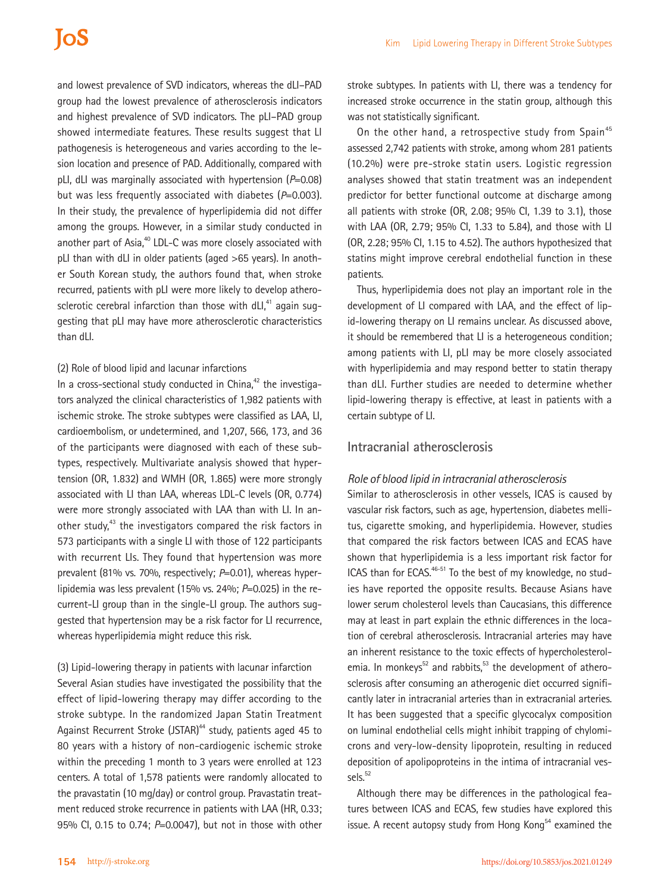and lowest prevalence of SVD indicators, whereas the dLI–PAD group had the lowest prevalence of atherosclerosis indicators and highest prevalence of SVD indicators. The pLI–PAD group showed intermediate features. These results suggest that LI pathogenesis is heterogeneous and varies according to the lesion location and presence of PAD. Additionally, compared with pLI, dLI was marginally associated with hypertension (*P*=0.08) but was less frequently associated with diabetes (*P*=0.003). In their study, the prevalence of hyperlipidemia did not differ among the groups. However, in a similar study conducted in another part of Asia,[40] LDL-C was more closely associated with pLI than with dLI in older patients (aged >65 years). In another South Korean study, the authors found that, when stroke recurred, patients with pLI were more likely to develop atherosclerotic cerebral infarction than those with dLI,[41] again suggesting that pLI may have more atherosclerotic characteristics than dLI.

(2) Role of blood lipid and lacunar infarctions

In a cross-sectional study conducted in China,[42] the investigators analyzed the clinical characteristics of 1,982 patients with ischemic stroke. The stroke subtypes were classified as LAA, LI, cardioembolism, or undetermined, and 1,207, 566, 173, and 36 of the participants were diagnosed with each of these subtypes, respectively. Multivariate analysis showed that hypertension (OR, 1.832) and WMH (OR, 1.865) were more strongly associated with LI than LAA, whereas LDL-C levels (OR, 0.774) were more strongly associated with LAA than with LI. In another study,[43] the investigators compared the risk factors in 573 participants with a single LI with those of 122 participants with recurrent LIs. They found that hypertension was more prevalent (81% vs. 70%, respectively; *P*=0.01), whereas hyperlipidemia was less prevalent (15% vs. 24%; *P*=0.025) in the recurrent-LI group than in the single-LI group. The authors suggested that hypertension may be a risk factor for LI recurrence, whereas hyperlipidemia might reduce this risk.

(3) Lipid-lowering therapy in patients with lacunar infarction

Several Asian studies have investigated the possibility that the effect of lipid-lowering therapy may differ according to the stroke subtype. In the randomized Japan Statin Treatment Against Recurrent Stroke (JSTAR)[44] study, patients aged 45 to 80 years with a history of non-cardiogenic ischemic stroke within the preceding 1 month to 3 years were enrolled at 123 centers. A total of 1,578 patients were randomly allocated to the pravastatin (10 mg/day) or control group. Pravastatin treatment reduced stroke recurrence in patients with LAA (HR, 0.33; 95% CI, 0.15 to 0.74; *P*=0.0047), but not in those with other stroke subtypes. In patients with LI, there was a tendency for increased stroke occurrence in the statin group, although this was not statistically significant.

On the other hand, a retrospective study from Spain[45] assessed 2,742 patients with stroke, among whom 281 patients (10.2%) were pre-stroke statin users. Logistic regression analyses showed that statin treatment was an independent predictor for better functional outcome at discharge among all patients with stroke (OR, 2.08; 95% CI, 1.39 to 3.1), those with LAA (OR, 2.79; 95% CI, 1.33 to 5.84), and those with LI (OR, 2.28; 95% CI, 1.15 to 4.52). The authors hypothesized that statins might improve cerebral endothelial function in these patients.

Thus, hyperlipidemia does not play an important role in the development of LI compared with LAA, and the effect of lipid-lowering therapy on LI remains unclear. As discussed above, it should be remembered that LI is a heterogeneous condition; among patients with LI, pLI may be more closely associated with hyperlipidemia and may respond better to statin therapy than dLI. Further studies are needed to determine whether lipid-lowering therapy is effective, at least in patients with a certain subtype of LI.

## Intracranial atherosclerosis

### *Role of blood lipid in intracranial atherosclerosis*

Similar to atherosclerosis in other vessels, ICAS is caused by vascular risk factors, such as age, hypertension, diabetes mellitus, cigarette smoking, and hyperlipidemia. However, studies that compared the risk factors between ICAS and ECAS have shown that hyperlipidemia is a less important risk factor for ICAS than for ECAS.[46-51] To the best of my knowledge, no studies have reported the opposite results. Because Asians have lower serum cholesterol levels than Caucasians, this difference may at least in part explain the ethnic differences in the location of cerebral atherosclerosis. Intracranial arteries may have an inherent resistance to the toxic effects of hypercholesterolemia. In monkeys[52] and rabbits,[53] the development of atherosclerosis after consuming an atherogenic diet occurred significantly later in intracranial arteries than in extracranial arteries. It has been suggested that a specific glycocalyx composition on luminal endothelial cells might inhibit trapping of chylomicrons and very-low-density lipoprotein, resulting in reduced deposition of apolipoproteins in the intima of intracranial vessels.[52]

Although there may be differences in the pathological features between ICAS and ECAS, few studies have explored this issue. A recent autopsy study from Hong Kong[54] examined the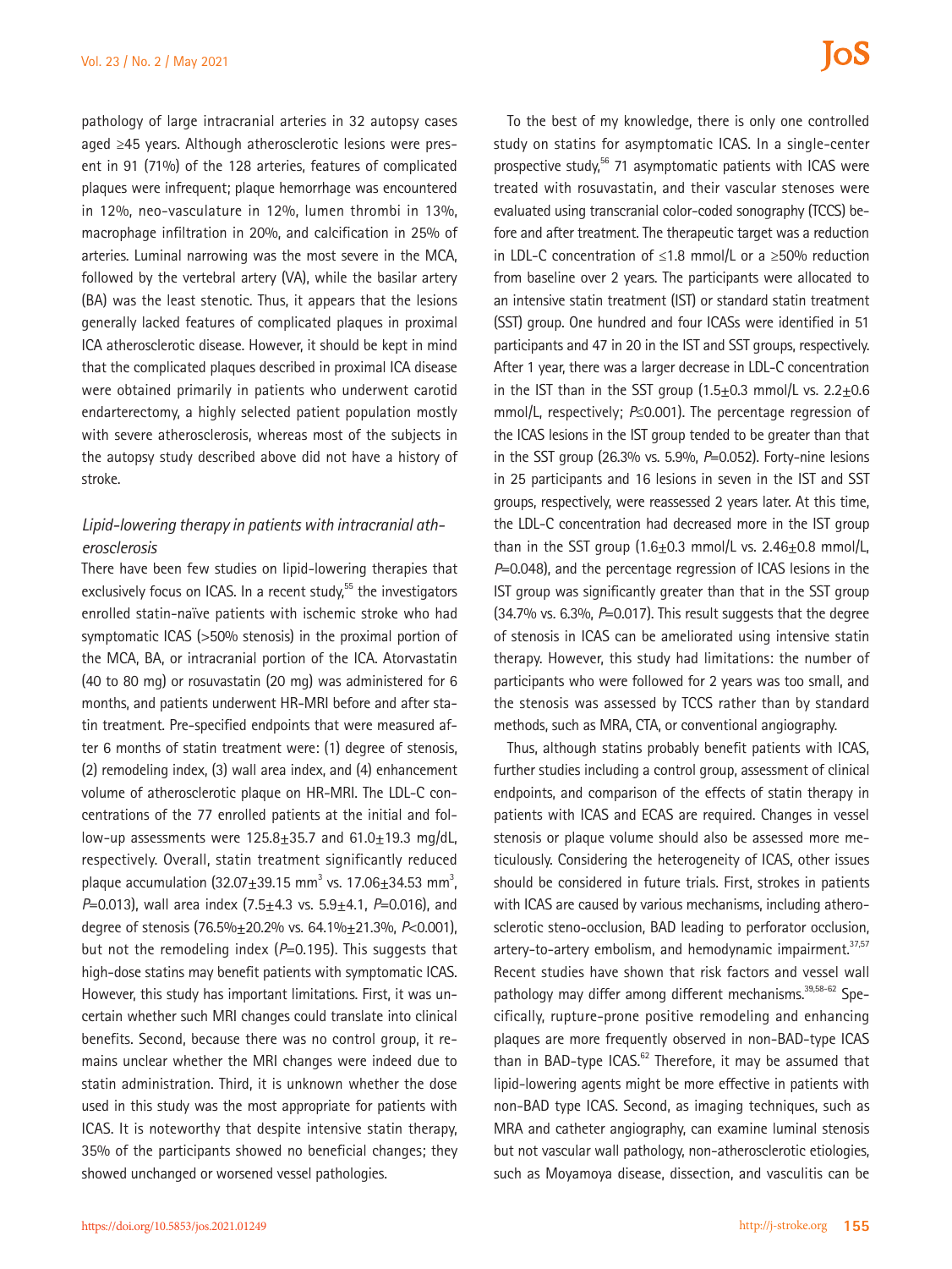pathology of large intracranial arteries in 32 autopsy cases aged ≥45 years. Although atherosclerotic lesions were present in 91 (71%) of the 128 arteries, features of complicated plaques were infrequent; plaque hemorrhage was encountered in 12%, neo-vasculature in 12%, lumen thrombi in 13%, macrophage infiltration in 20%, and calcification in 25% of arteries. Luminal narrowing was the most severe in the MCA, followed by the vertebral artery (VA), while the basilar artery (BA) was the least stenotic. Thus, it appears that the lesions generally lacked features of complicated plaques in proximal ICA atherosclerotic disease. However, it should be kept in mind that the complicated plaques described in proximal ICA disease were obtained primarily in patients who underwent carotid endarterectomy, a highly selected patient population mostly with severe atherosclerosis, whereas most of the subjects in the autopsy study described above did not have a history of stroke.

### *Lipid-lowering therapy in patients with intracranial atherosclerosis*

There have been few studies on lipid-lowering therapies that exclusively focus on ICAS. In a recent study,[55] the investigators enrolled statin-naïve patients with ischemic stroke who had symptomatic ICAS (>50% stenosis) in the proximal portion of the MCA, BA, or intracranial portion of the ICA. Atorvastatin (40 to 80 mg) or rosuvastatin (20 mg) was administered for 6 months, and patients underwent HR-MRI before and after statin treatment. Pre-specified endpoints that were measured after 6 months of statin treatment were: (1) degree of stenosis, (2) remodeling index, (3) wall area index, and (4) enhancement volume of atherosclerotic plaque on HR-MRI. The LDL-C concentrations of the 77 enrolled patients at the initial and follow-up assessments were 125.8±35.7 and 61.0±19.3 mg/dL, respectively. Overall, statin treatment significantly reduced plaque accumulation (32.07±39.15 $mm^3$ vs. 17.06±34.53 $mm^3$, *P*=0.013), wall area index (7.5±4.3 vs. 5.9±4.1, *P*=0.016), and degree of stenosis (76.5%±20.2% vs. 64.1%±21.3%, *P*<0.001), but not the remodeling index (*P*=0.195). This suggests that high-dose statins may benefit patients with symptomatic ICAS. However, this study has important limitations. First, it was uncertain whether such MRI changes could translate into clinical benefits. Second, because there was no control group, it remains unclear whether the MRI changes were indeed due to statin administration. Third, it is unknown whether the dose used in this study was the most appropriate for patients with ICAS. It is noteworthy that despite intensive statin therapy, 35% of the participants showed no beneficial changes; they showed unchanged or worsened vessel pathologies.

To the best of my knowledge, there is only one controlled study on statins for asymptomatic ICAS. In a single-center prospective study,[56] 71 asymptomatic patients with ICAS were treated with rosuvastatin, and their vascular stenoses were evaluated using transcranial color-coded sonography (TCCS) before and after treatment. The therapeutic target was a reduction in LDL-C concentration of ≤1.8 mmol/L or a ≥50% reduction from baseline over 2 years. The participants were allocated to an intensive statin treatment (IST) or standard statin treatment (SST) group. One hundred and four ICASs were identified in 51 participants and 47 in 20 in the IST and SST groups, respectively. After 1 year, there was a larger decrease in LDL-C concentration in the IST than in the SST group (1.5±0.3 mmol/L vs. 2.2±0.6 mmol/L, respectively; *P*≤0.001). The percentage regression of the ICAS lesions in the IST group tended to be greater than that in the SST group (26.3% vs. 5.9%, *P*=0.052). Forty-nine lesions in 25 participants and 16 lesions in seven in the IST and SST groups, respectively, were reassessed 2 years later. At this time, the LDL-C concentration had decreased more in the IST group than in the SST group (1.6±0.3 mmol/L vs. 2.46±0.8 mmol/L, *P*=0.048), and the percentage regression of ICAS lesions in the IST group was significantly greater than that in the SST group (34.7% vs. 6.3%, *P*=0.017). This result suggests that the degree of stenosis in ICAS can be ameliorated using intensive statin therapy. However, this study had limitations: the number of participants who were followed for 2 years was too small, and the stenosis was assessed by TCCS rather than by standard methods, such as MRA, CTA, or conventional angiography.

Thus, although statins probably benefit patients with ICAS, further studies including a control group, assessment of clinical endpoints, and comparison of the effects of statin therapy in patients with ICAS and ECAS are required. Changes in vessel stenosis or plaque volume should also be assessed more meticulously. Considering the heterogeneity of ICAS, other issues should be considered in future trials. First, strokes in patients with ICAS are caused by various mechanisms, including atherosclerotic steno-occlusion, BAD leading to perforator occlusion, artery-to-artery embolism, and hemodynamic impairment.[37,57] Recent studies have shown that risk factors and vessel wall pathology may differ among different mechanisms.[39,58-62] Specifically, rupture-prone positive remodeling and enhancing plaques are more frequently observed in non-BAD-type ICAS than in BAD-type ICAS.[62] Therefore, it may be assumed that lipid-lowering agents might be more effective in patients with non-BAD type ICAS. Second, as imaging techniques, such as MRA and catheter angiography, can examine luminal stenosis but not vascular wall pathology, non-atherosclerotic etiologies, such as Moyamoya disease, dissection, and vasculitis can be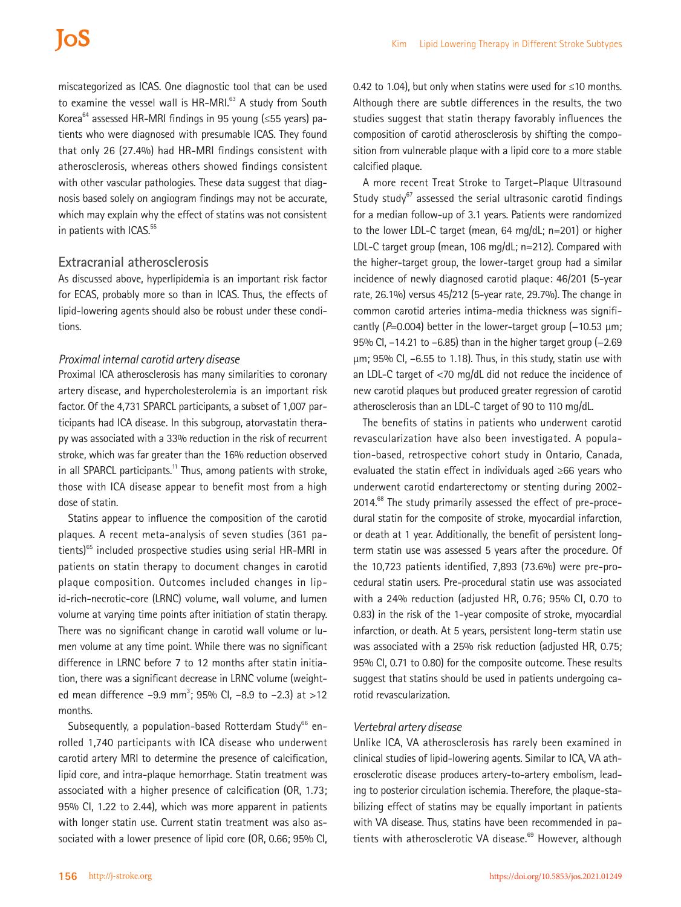miscategorized as ICAS. One diagnostic tool that can be used to examine the vessel wall is HR-MRI.[63] A study from South Korea[64] assessed HR-MRI findings in 95 young (≤55 years) patients who were diagnosed with presumable ICAS. They found that only 26 (27.4%) had HR-MRI findings consistent with atherosclerosis, whereas others showed findings consistent with other vascular pathologies. These data suggest that diagnosis based solely on angiogram findings may not be accurate, which may explain why the effect of statins was not consistent in patients with ICAS.[55]

## Extracranial atherosclerosis

As discussed above, hyperlipidemia is an important risk factor for ECAS, probably more so than in ICAS. Thus, the effects of lipid-lowering agents should also be robust under these conditions.

### *Proximal internal carotid artery disease*

Proximal ICA atherosclerosis has many similarities to coronary artery disease, and hypercholesterolemia is an important risk factor. Of the 4,731 SPARCL participants, a subset of 1,007 participants had ICA disease. In this subgroup, atorvastatin therapy was associated with a 33% reduction in the risk of recurrent stroke, which was far greater than the 16% reduction observed in all SPARCL participants.[11] Thus, among patients with stroke, those with ICA disease appear to benefit most from a high dose of statin.

Statins appear to influence the composition of the carotid plaques. A recent meta-analysis of seven studies (361 patients)[65] included prospective studies using serial HR-MRI in patients on statin therapy to document changes in carotid plaque composition. Outcomes included changes in lipid-rich-necrotic-core (LRNC) volume, wall volume, and lumen volume at varying time points after initiation of statin therapy. There was no significant change in carotid wall volume or lumen volume at any time point. While there was no significant difference in LRNC before 7 to 12 months after statin initiation, there was a significant decrease in LRNC volume (weighted mean difference −9.9 $mm^3$; 95% CI, −8.9 to −2.3) at >12 months.

Subsequently, a population-based Rotterdam Study[66] enrolled 1,740 participants with ICA disease who underwent carotid artery MRI to determine the presence of calcification, lipid core, and intra-plaque hemorrhage. Statin treatment was associated with a higher presence of calcification (OR, 1.73; 95% CI, 1.22 to 2.44), which was more apparent in patients with longer statin use. Current statin treatment was also associated with a lower presence of lipid core (OR, 0.66; 95% CI, 0.42 to 1.04), but only when statins were used for ≤10 months. Although there are subtle differences in the results, the two studies suggest that statin therapy favorably influences the composition of carotid atherosclerosis by shifting the composition from vulnerable plaque with a lipid core to a more stable calcified plaque.

A more recent Treat Stroke to Target–Plaque Ultrasound Study study[67] assessed the serial ultrasonic carotid findings for a median follow-up of 3.1 years. Patients were randomized to the lower LDL-C target (mean, 64 mg/dL; n=201) or higher LDL-C target group (mean, 106 mg/dL; n=212). Compared with the higher-target group, the lower-target group had a similar incidence of newly diagnosed carotid plaque: 46/201 (5-year rate, 26.1%) versus 45/212 (5-year rate, 29.7%). The change in common carotid arteries intima-media thickness was significantly ($P$=0.004) better in the lower-target group (−10.53 μm; 95% CI, −14.21 to −6.85) than in the higher target group (−2.69 μm; 95% CI, −6.55 to 1.18). Thus, in this study, statin use with an LDL-C target of <70 mg/dL did not reduce the incidence of new carotid plaques but produced greater regression of carotid atherosclerosis than an LDL-C target of 90 to 110 mg/dL.

The benefits of statins in patients who underwent carotid revascularization have also been investigated. A population-based, retrospective cohort study in Ontario, Canada, evaluated the statin effect in individuals aged ≥66 years who underwent carotid endarterectomy or stenting during 2002-2014.[68] The study primarily assessed the effect of pre-procedural statin for the composite of stroke, myocardial infarction, or death at 1 year. Additionally, the benefit of persistent long-term statin use was assessed 5 years after the procedure. Of the 10,723 patients identified, 7,893 (73.6%) were pre-procedural statin users. Pre-procedural statin use was associated with a 24% reduction (adjusted HR, 0.76; 95% CI, 0.70 to 0.83) in the risk of the 1-year composite of stroke, myocardial infarction, or death. At 5 years, persistent long-term statin use was associated with a 25% risk reduction (adjusted HR, 0.75; 95% CI, 0.71 to 0.80) for the composite outcome. These results suggest that statins should be used in patients undergoing carotid revascularization.

### *Vertebral artery disease*

Unlike ICA, VA atherosclerosis has rarely been examined in clinical studies of lipid-lowering agents. Similar to ICA, VA atherosclerotic disease produces artery-to-artery embolism, leading to posterior circulation ischemia. Therefore, the plaque-stabilizing effect of statins may be equally important in patients with VA disease. Thus, statins have been recommended in patients with atherosclerotic VA disease.[69] However, although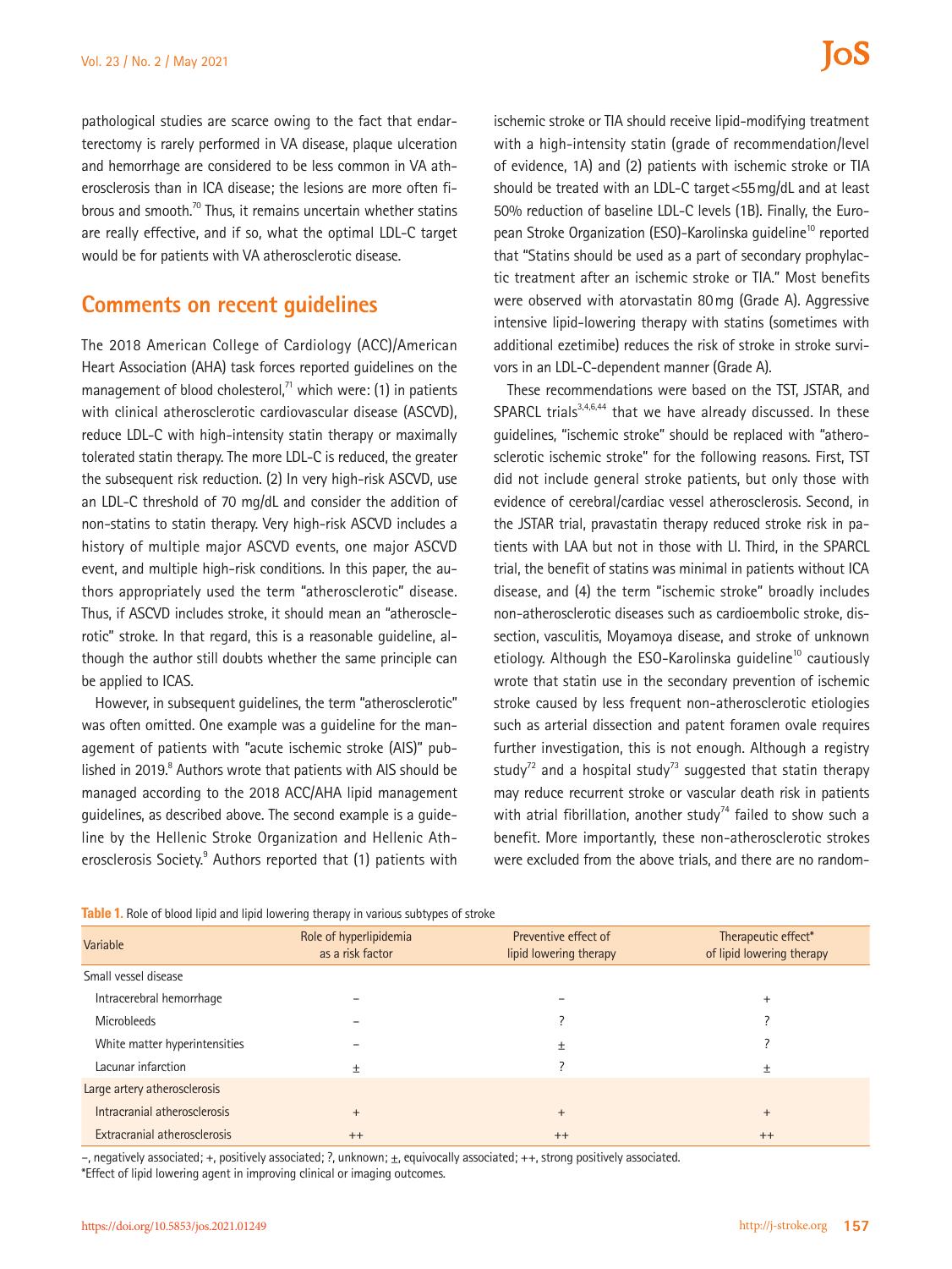pathological studies are scarce owing to the fact that endarterectomy is rarely performed in VA disease, plaque ulceration and hemorrhage are considered to be less common in VA atherosclerosis than in ICA disease; the lesions are more often fibrous and smooth.[70] Thus, it remains uncertain whether statins are really effective, and if so, what the optimal LDL-C target would be for patients with VA atherosclerotic disease.

## Comments on recent guidelines

The 2018 American College of Cardiology (ACC)/American Heart Association (AHA) task forces reported guidelines on the management of blood cholesterol,[71] which were: (1) in patients with clinical atherosclerotic cardiovascular disease (ASCVD), reduce LDL-C with high-intensity statin therapy or maximally tolerated statin therapy. The more LDL-C is reduced, the greater the subsequent risk reduction. (2) In very high-risk ASCVD, use an LDL-C threshold of 70 mg/dL and consider the addition of non-statins to statin therapy. Very high-risk ASCVD includes a history of multiple major ASCVD events, one major ASCVD event, and multiple high-risk conditions. In this paper, the authors appropriately used the term "atherosclerotic" disease. Thus, if ASCVD includes stroke, it should mean an "atherosclerotic" stroke. In that regard, this is a reasonable guideline, although the author still doubts whether the same principle can be applied to ICAS.

However, in subsequent guidelines, the term "atherosclerotic" was often omitted. One example was a guideline for the management of patients with "acute ischemic stroke (AIS)" published in 2019.[8] Authors wrote that patients with AIS should be managed according to the 2018 ACC/AHA lipid management guidelines, as described above. The second example is a guideline by the Hellenic Stroke Organization and Hellenic Atherosclerosis Society.[9] Authors reported that (1) patients with ischemic stroke or TIA should receive lipid-modifying treatment with a high-intensity statin (grade of recommendation/level of evidence, 1A) and (2) patients with ischemic stroke or TIA should be treated with an LDL-C target <55 mg/dL and at least 50% reduction of baseline LDL-C levels (1B). Finally, the European Stroke Organization (ESO)-Karolinska guideline[10] reported that "Statins should be used as a part of secondary prophylactic treatment after an ischemic stroke or TIA." Most benefits were observed with atorvastatin 80 mg (Grade A). Aggressive intensive lipid-lowering therapy with statins (sometimes with additional ezetimibe) reduces the risk of stroke in stroke survivors in an LDL-C-dependent manner (Grade A).

These recommendations were based on the TST, JSTAR, and SPARCL trials[3,4,6,44] that we have already discussed. In these guidelines, "ischemic stroke" should be replaced with "atherosclerotic ischemic stroke" for the following reasons. First, TST did not include general stroke patients, but only those with evidence of cerebral/cardiac vessel atherosclerosis. Second, in the JSTAR trial, pravastatin therapy reduced stroke risk in patients with LAA but not in those with LI. Third, in the SPARCL trial, the benefit of statins was minimal in patients without ICA disease, and (4) the term "ischemic stroke" broadly includes non-atherosclerotic diseases such as cardioembolic stroke, dissection, vasculitis, Moyamoya disease, and stroke of unknown etiology. Although the ESO-Karolinska guideline[10] cautiously wrote that statin use in the secondary prevention of ischemic stroke caused by less frequent non-atherosclerotic etiologies such as arterial dissection and patent foramen ovale requires further investigation, this is not enough. Although a registry study[72] and a hospital study[73] suggested that statin therapy may reduce recurrent stroke or vascular death risk in patients with atrial fibrillation, another study[74] failed to show such a benefit. More importantly, these non-atherosclerotic strokes were excluded from the above trials, and there are no random-

**Table 1.** Role of blood lipid and lipid lowering therapy in various subtypes of stroke

| Variable | Role of hyperlipidemia as a risk factor | Preventive effect of lipid lowering therapy | Therapeutic effect* of lipid lowering therapy |
|---|---|---|---|
| Small vessel disease | | | |
| Intracerebral hemorrhage | – | – | + |
| Microbleeds | – | ? | ? |
| White matter hyperintensities | – | ± | ? |
| Lacunar infarction | ± | ? | ± |
| Large artery atherosclerosis | | | |
| Intracranial atherosclerosis | + | + | + |
| Extracranial atherosclerosis | ++ | ++ | ++ |

–, negatively associated; +, positively associated; ?, unknown; ±, equivocally associated; ++, strong positively associated.
*Effect of lipid lowering agent in improving clinical or imaging outcomes.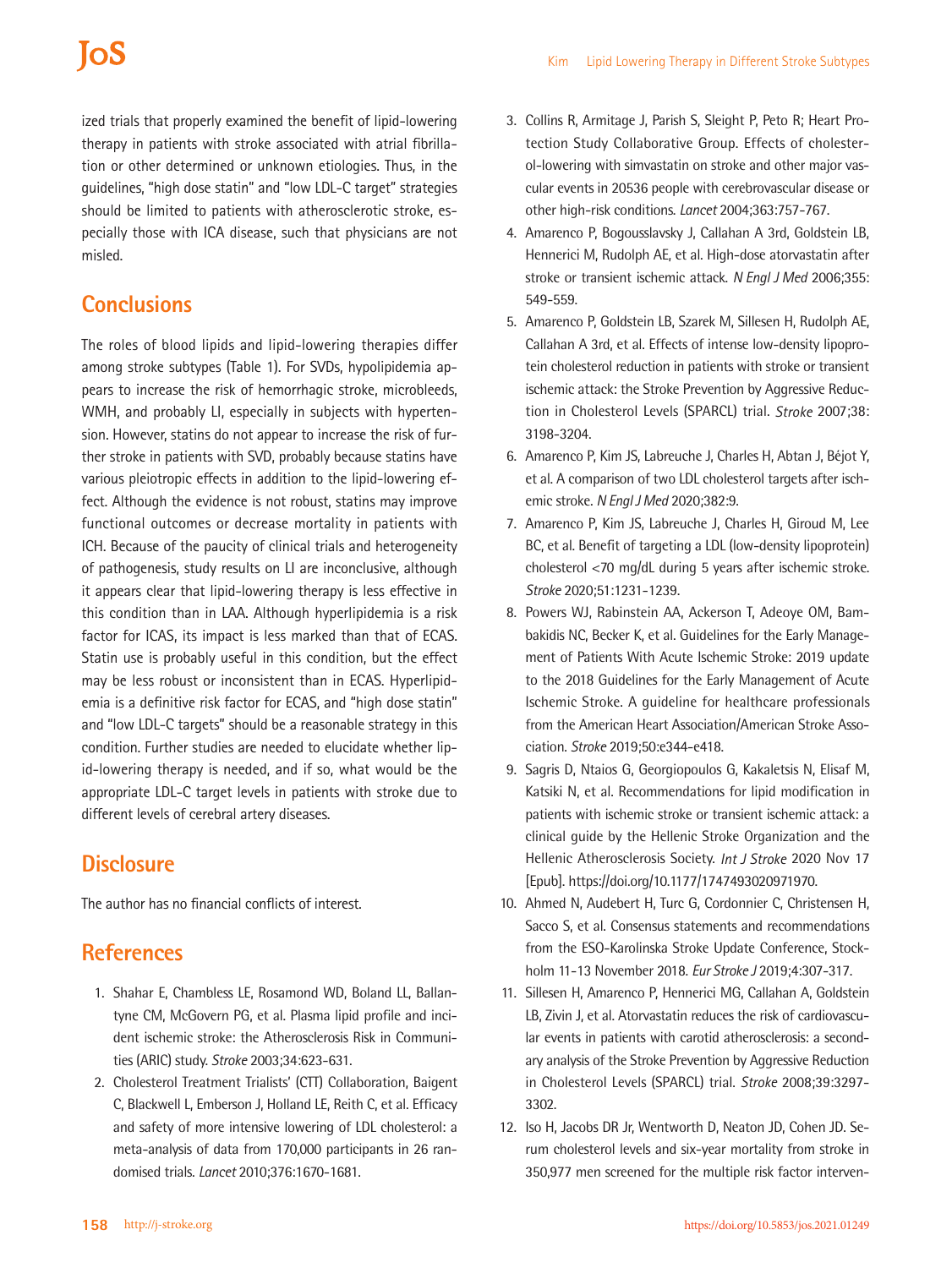ized trials that properly examined the benefit of lipid-lowering therapy in patients with stroke associated with atrial fibrillation or other determined or unknown etiologies. Thus, in the guidelines, "high dose statin" and "low LDL-C target" strategies should be limited to patients with atherosclerotic stroke, especially those with ICA disease, such that physicians are not misled.

## Conclusions

The roles of blood lipids and lipid-lowering therapies differ among stroke subtypes (Table 1). For SVDs, hypolipidemia appears to increase the risk of hemorrhagic stroke, microbleeds, WMH, and probably LI, especially in subjects with hypertension. However, statins do not appear to increase the risk of further stroke in patients with SVD, probably because statins have various pleiotropic effects in addition to the lipid-lowering effect. Although the evidence is not robust, statins may improve functional outcomes or decrease mortality in patients with ICH. Because of the paucity of clinical trials and heterogeneity of pathogenesis, study results on LI are inconclusive, although it appears clear that lipid-lowering therapy is less effective in this condition than in LAA. Although hyperlipidemia is a risk factor for ICAS, its impact is less marked than that of ECAS. Statin use is probably useful in this condition, but the effect may be less robust or inconsistent than in ECAS. Hyperlipidemia is a definitive risk factor for ECAS, and "high dose statin" and "low LDL-C targets" should be a reasonable strategy in this condition. Further studies are needed to elucidate whether lipid-lowering therapy is needed, and if so, what would be the appropriate LDL-C target levels in patients with stroke due to different levels of cerebral artery diseases.

## Disclosure

The author has no financial conflicts of interest.

## References

1. Shahar E, Chambless LE, Rosamond WD, Boland LL, Ballantyne CM, McGovern PG, et al. Plasma lipid profile and incident ischemic stroke: the Atherosclerosis Risk in Communities (ARIC) study. *Stroke* 2003;34:623-631.
2. Cholesterol Treatment Trialists' (CTT) Collaboration, Baigent C, Blackwell L, Emberson J, Holland LE, Reith C, et al. Efficacy and safety of more intensive lowering of LDL cholesterol: a meta-analysis of data from 170,000 participants in 26 randomised trials. *Lancet* 2010;376:1670-1681.
3. Collins R, Armitage J, Parish S, Sleight P, Peto R; Heart Protection Study Collaborative Group. Effects of cholesterol-lowering with simvastatin on stroke and other major vascular events in 20536 people with cerebrovascular disease or other high-risk conditions. *Lancet* 2004;363:757-767.
4. Amarenco P, Bogousslavsky J, Callahan A 3rd, Goldstein LB, Hennerici M, Rudolph AE, et al. High-dose atorvastatin after stroke or transient ischemic attack. *N Engl J Med* 2006;355: 549-559.
5. Amarenco P, Goldstein LB, Szarek M, Sillesen H, Rudolph AE, Callahan A 3rd, et al. Effects of intense low-density lipoprotein cholesterol reduction in patients with stroke or transient ischemic attack: the Stroke Prevention by Aggressive Reduction in Cholesterol Levels (SPARCL) trial. *Stroke* 2007;38: 3198-3204.
6. Amarenco P, Kim JS, Labreuche J, Charles H, Abtan J, Béjot Y, et al. A comparison of two LDL cholesterol targets after ischemic stroke. *N Engl J Med* 2020;382:9.
7. Amarenco P, Kim JS, Labreuche J, Charles H, Giroud M, Lee BC, et al. Benefit of targeting a LDL (low-density lipoprotein) cholesterol <70 mg/dL during 5 years after ischemic stroke. *Stroke* 2020;51:1231-1239.
8. Powers WJ, Rabinstein AA, Ackerson T, Adeoye OM, Bambakidis NC, Becker K, et al. Guidelines for the Early Management of Patients With Acute Ischemic Stroke: 2019 update to the 2018 Guidelines for the Early Management of Acute Ischemic Stroke. A guideline for healthcare professionals from the American Heart Association/American Stroke Association. *Stroke* 2019;50:e344-e418.
9. Sagris D, Ntaios G, Georgiopoulos G, Kakaletsis N, Elisaf M, Katsiki N, et al. Recommendations for lipid modification in patients with ischemic stroke or transient ischemic attack: a clinical guide by the Hellenic Stroke Organization and the Hellenic Atherosclerosis Society. *Int J Stroke* 2020 Nov 17 [Epub]. https://doi.org/10.1177/1747493020971970.
10. Ahmed N, Audebert H, Turc G, Cordonnier C, Christensen H, Sacco S, et al. Consensus statements and recommendations from the ESO-Karolinska Stroke Update Conference, Stockholm 11-13 November 2018. *Eur Stroke J* 2019;4:307-317.
11. Sillesen H, Amarenco P, Hennerici MG, Callahan A, Goldstein LB, Zivin J, et al. Atorvastatin reduces the risk of cardiovascular events in patients with carotid atherosclerosis: a secondary analysis of the Stroke Prevention by Aggressive Reduction in Cholesterol Levels (SPARCL) trial. *Stroke* 2008;39:3297-3302.
12. Iso H, Jacobs DR Jr, Wentworth D, Neaton JD, Cohen JD. Serum cholesterol levels and six-year mortality from stroke in 350,977 men screened for the multiple risk factor interven-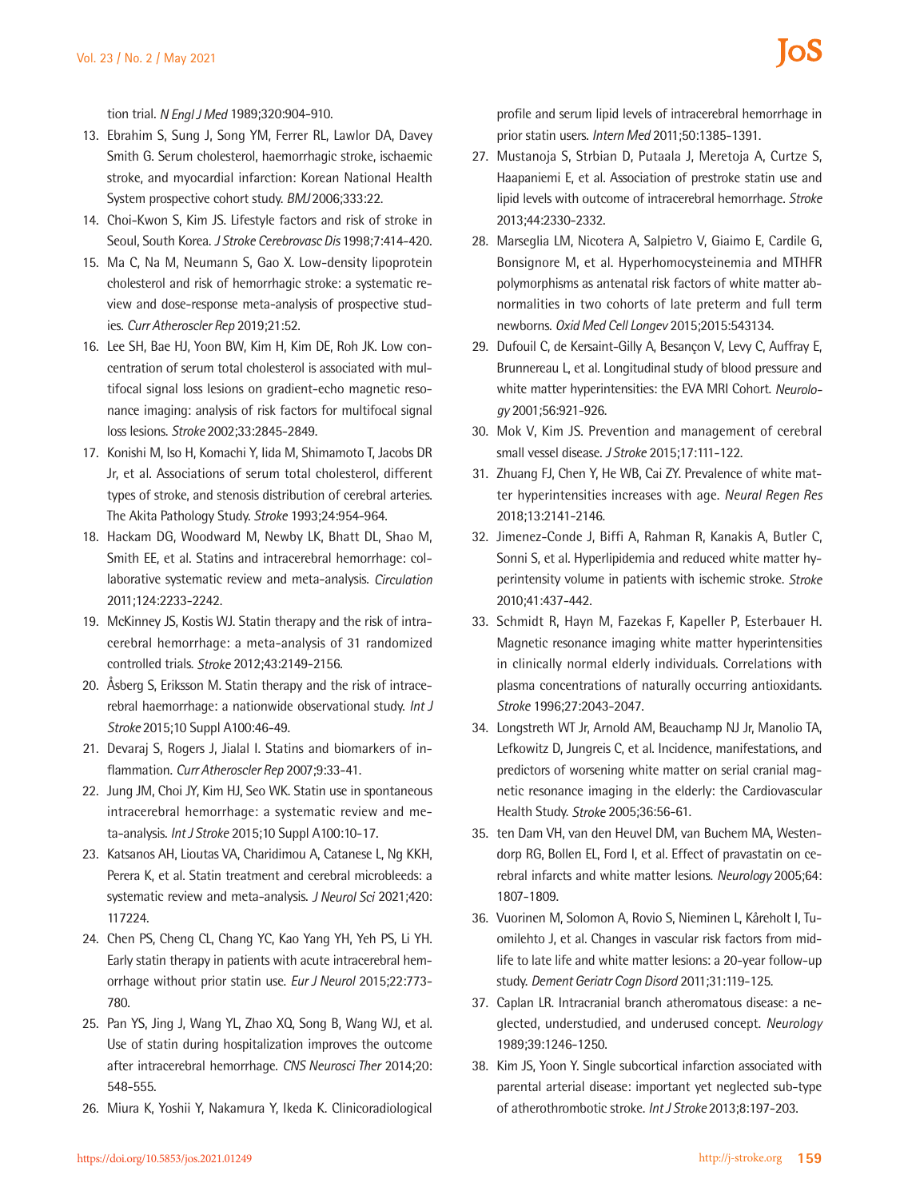tion trial. *N Engl J Med* 1989;320:904-910.

13. Ebrahim S, Sung J, Song YM, Ferrer RL, Lawlor DA, Davey Smith G. Serum cholesterol, haemorrhagic stroke, ischaemic stroke, and myocardial infarction: Korean National Health System prospective cohort study. *BMJ* 2006;333:22.
14. Choi-Kwon S, Kim JS. Lifestyle factors and risk of stroke in Seoul, South Korea. *J Stroke Cerebrovasc Dis* 1998;7:414-420.
15. Ma C, Na M, Neumann S, Gao X. Low-density lipoprotein cholesterol and risk of hemorrhagic stroke: a systematic review and dose-response meta-analysis of prospective studies. *Curr Atheroscler Rep* 2019;21:52.
16. Lee SH, Bae HJ, Yoon BW, Kim H, Kim DE, Roh JK. Low concentration of serum total cholesterol is associated with multifocal signal loss lesions on gradient-echo magnetic resonance imaging: analysis of risk factors for multifocal signal loss lesions. *Stroke* 2002;33:2845-2849.
17. Konishi M, Iso H, Komachi Y, Iida M, Shimamoto T, Jacobs DR Jr, et al. Associations of serum total cholesterol, different types of stroke, and stenosis distribution of cerebral arteries. The Akita Pathology Study. *Stroke* 1993;24:954-964.
18. Hackam DG, Woodward M, Newby LK, Bhatt DL, Shao M, Smith EE, et al. Statins and intracerebral hemorrhage: collaborative systematic review and meta-analysis. *Circulation* 2011;124:2233-2242.
19. McKinney JS, Kostis WJ. Statin therapy and the risk of intracerebral hemorrhage: a meta-analysis of 31 randomized controlled trials. *Stroke* 2012;43:2149-2156.
20. Åsberg S, Eriksson M. Statin therapy and the risk of intracerebral haemorrhage: a nationwide observational study. *Int J Stroke* 2015;10 Suppl A100:46-49.
21. Devaraj S, Rogers J, Jialal I. Statins and biomarkers of inflammation. *Curr Atheroscler Rep* 2007;9:33-41.
22. Jung JM, Choi JY, Kim HJ, Seo WK. Statin use in spontaneous intracerebral hemorrhage: a systematic review and meta-analysis. *Int J Stroke* 2015;10 Suppl A100:10-17.
23. Katsanos AH, Lioutas VA, Charidimou A, Catanese L, Ng KKH, Perera K, et al. Statin treatment and cerebral microbleeds: a systematic review and meta-analysis. *J Neurol Sci* 2021;420:117224.
24. Chen PS, Cheng CL, Chang YC, Kao Yang YH, Yeh PS, Li YH. Early statin therapy in patients with acute intracerebral hemorrhage without prior statin use. *Eur J Neurol* 2015;22:773-780.
25. Pan YS, Jing J, Wang YL, Zhao XQ, Song B, Wang WJ, et al. Use of statin during hospitalization improves the outcome after intracerebral hemorrhage. *CNS Neurosci Ther* 2014;20:548-555.
26. Miura K, Yoshii Y, Nakamura Y, Ikeda K. Clinicoradiological profile and serum lipid levels of intracerebral hemorrhage in prior statin users. *Intern Med* 2011;50:1385-1391.
27. Mustanoja S, Strbian D, Putaala J, Meretoja A, Curtze S, Haapaniemi E, et al. Association of prestroke statin use and lipid levels with outcome of intracerebral hemorrhage. *Stroke* 2013;44:2330-2332.
28. Marseglia LM, Nicotera A, Salpietro V, Giaimo E, Cardile G, Bonsignore M, et al. Hyperhomocysteinemia and MTHFR polymorphisms as antenatal risk factors of white matter abnormalities in two cohorts of late preterm and full term newborns. *Oxid Med Cell Longev* 2015;2015:543134.
29. Dufouil C, de Kersaint-Gilly A, Besançon V, Levy C, Auffray E, Brunnereau L, et al. Longitudinal study of blood pressure and white matter hyperintensities: the EVA MRI Cohort. *Neurology* 2001;56:921-926.
30. Mok V, Kim JS. Prevention and management of cerebral small vessel disease. *J Stroke* 2015;17:111-122.
31. Zhuang FJ, Chen Y, He WB, Cai ZY. Prevalence of white matter hyperintensities increases with age. *Neural Regen Res* 2018;13:2141-2146.
32. Jimenez-Conde J, Biffi A, Rahman R, Kanakis A, Butler C, Sonni S, et al. Hyperlipidemia and reduced white matter hyperintensity volume in patients with ischemic stroke. *Stroke* 2010;41:437-442.
33. Schmidt R, Hayn M, Fazekas F, Kapeller P, Esterbauer H. Magnetic resonance imaging white matter hyperintensities in clinically normal elderly individuals. Correlations with plasma concentrations of naturally occurring antioxidants. *Stroke* 1996;27:2043-2047.
34. Longstreth WT Jr, Arnold AM, Beauchamp NJ Jr, Manolio TA, Lefkowitz D, Jungreis C, et al. Incidence, manifestations, and predictors of worsening white matter on serial cranial magnetic resonance imaging in the elderly: the Cardiovascular Health Study. *Stroke* 2005;36:56-61.
35. ten Dam VH, van den Heuvel DM, van Buchem MA, Westendorp RG, Bollen EL, Ford I, et al. Effect of pravastatin on cerebral infarcts and white matter lesions. *Neurology* 2005;64:1807-1809.
36. Vuorinen M, Solomon A, Rovio S, Nieminen L, Kåreholt I, Tuomilehto J, et al. Changes in vascular risk factors from midlife to late life and white matter lesions: a 20-year follow-up study. *Dement Geriatr Cogn Disord* 2011;31:119-125.
37. Caplan LR. Intracranial branch atheromatous disease: a neglected, understudied, and underused concept. *Neurology* 1989;39:1246-1250.
38. Kim JS, Yoon Y. Single subcortical infarction associated with parental arterial disease: important yet neglected sub-type of atherothrombotic stroke. *Int J Stroke* 2013;8:197-203.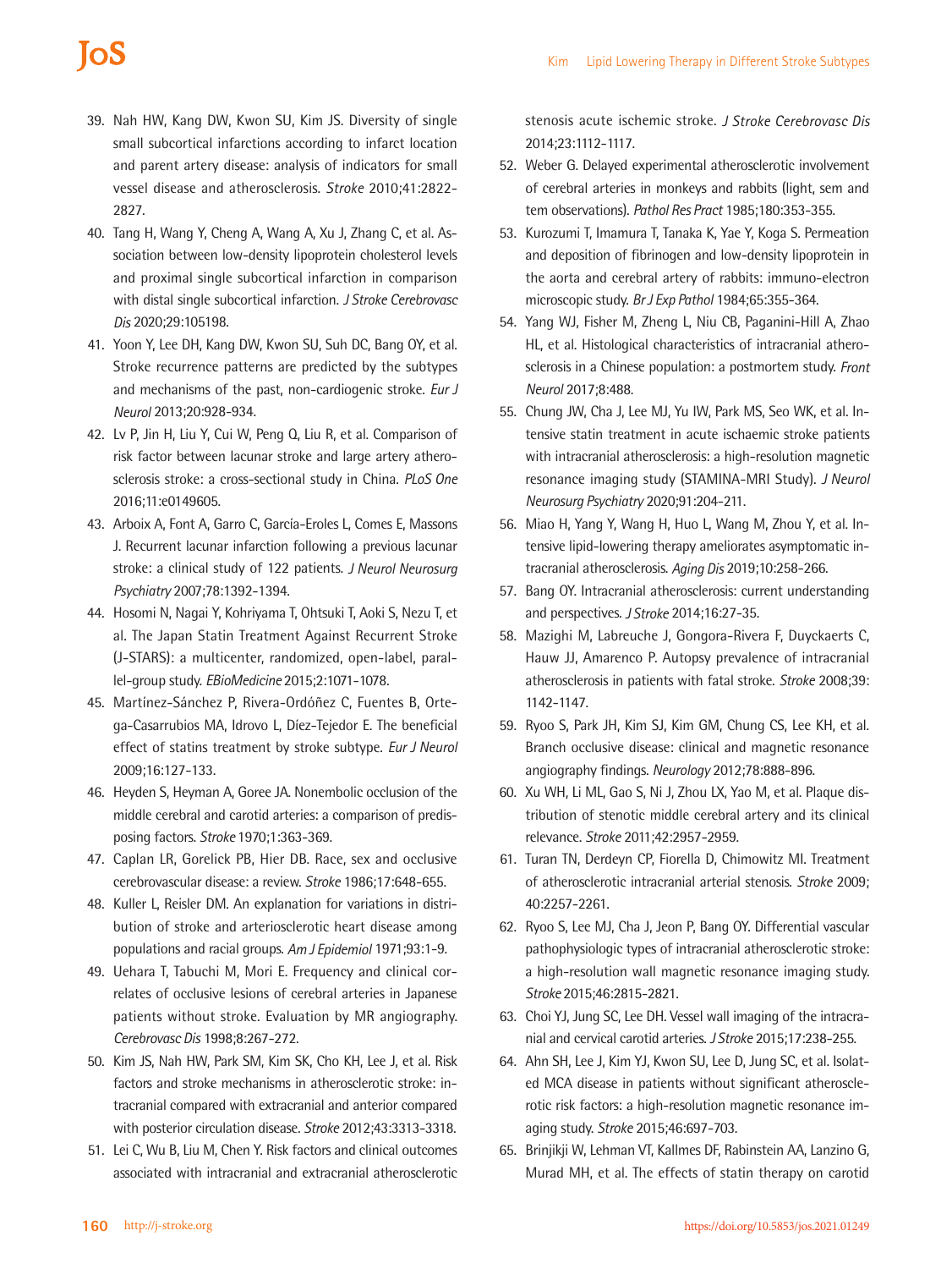39. Nah HW, Kang DW, Kwon SU, Kim JS. Diversity of single small subcortical infarctions according to infarct location and parent artery disease: analysis of indicators for small vessel disease and atherosclerosis. *Stroke* 2010;41:2822-2827.
40. Tang H, Wang Y, Cheng A, Wang A, Xu J, Zhang C, et al. Association between low-density lipoprotein cholesterol levels and proximal single subcortical infarction in comparison with distal single subcortical infarction. *J Stroke Cerebrovasc Dis* 2020;29:105198.
41. Yoon Y, Lee DH, Kang DW, Kwon SU, Suh DC, Bang OY, et al. Stroke recurrence patterns are predicted by the subtypes and mechanisms of the past, non-cardiogenic stroke. *Eur J Neurol* 2013;20:928-934.
42. Lv P, Jin H, Liu Y, Cui W, Peng Q, Liu R, et al. Comparison of risk factor between lacunar stroke and large artery atherosclerosis stroke: a cross-sectional study in China. *PLoS One* 2016;11:e0149605.
43. Arboix A, Font A, Garro C, García-Eroles L, Comes E, Massons J. Recurrent lacunar infarction following a previous lacunar stroke: a clinical study of 122 patients. *J Neurol Neurosurg Psychiatry* 2007;78:1392-1394.
44. Hosomi N, Nagai Y, Kohriyama T, Ohtsuki T, Aoki S, Nezu T, et al. The Japan Statin Treatment Against Recurrent Stroke (J-STARS): a multicenter, randomized, open-label, parallel-group study. *EBioMedicine* 2015;2:1071-1078.
45. Martínez-Sánchez P, Rivera-Ordóñez C, Fuentes B, Ortega-Casarrubios MA, Idrovo L, Díez-Tejedor E. The beneficial effect of statins treatment by stroke subtype. *Eur J Neurol* 2009;16:127-133.
46. Heyden S, Heyman A, Goree JA. Nonembolic occlusion of the middle cerebral and carotid arteries: a comparison of predisposing factors. *Stroke* 1970;1:363-369.
47. Caplan LR, Gorelick PB, Hier DB. Race, sex and occlusive cerebrovascular disease: a review. *Stroke* 1986;17:648-655.
48. Kuller L, Reisler DM. An explanation for variations in distribution of stroke and arteriosclerotic heart disease among populations and racial groups. *Am J Epidemiol* 1971;93:1-9.
49. Uehara T, Tabuchi M, Mori E. Frequency and clinical correlates of occlusive lesions of cerebral arteries in Japanese patients without stroke. Evaluation by MR angiography. *Cerebrovasc Dis* 1998;8:267-272.
50. Kim JS, Nah HW, Park SM, Kim SK, Cho KH, Lee J, et al. Risk factors and stroke mechanisms in atherosclerotic stroke: intracranial compared with extracranial and anterior compared with posterior circulation disease. *Stroke* 2012;43:3313-3318.
51. Lei C, Wu B, Liu M, Chen Y. Risk factors and clinical outcomes associated with intracranial and extracranial atherosclerotic stenosis acute ischemic stroke. *J Stroke Cerebrovasc Dis* 2014;23:1112-1117.
52. Weber G. Delayed experimental atherosclerotic involvement of cerebral arteries in monkeys and rabbits (light, sem and tem observations). *Pathol Res Pract* 1985;180:353-355.
53. Kurozumi T, Imamura T, Tanaka K, Yae Y, Koga S. Permeation and deposition of fibrinogen and low-density lipoprotein in the aorta and cerebral artery of rabbits: immuno-electron microscopic study. *Br J Exp Pathol* 1984;65:355-364.
54. Yang WJ, Fisher M, Zheng L, Niu CB, Paganini-Hill A, Zhao HL, et al. Histological characteristics of intracranial atherosclerosis in a Chinese population: a postmortem study. *Front Neurol* 2017;8:488.
55. Chung JW, Cha J, Lee MJ, Yu IW, Park MS, Seo WK, et al. Intensive statin treatment in acute ischaemic stroke patients with intracranial atherosclerosis: a high-resolution magnetic resonance imaging study (STAMINA-MRI Study). *J Neurol Neurosurg Psychiatry* 2020;91:204-211.
56. Miao H, Yang Y, Wang H, Huo L, Wang M, Zhou Y, et al. Intensive lipid-lowering therapy ameliorates asymptomatic intracranial atherosclerosis. *Aging Dis* 2019;10:258-266.
57. Bang OY. Intracranial atherosclerosis: current understanding and perspectives. *J Stroke* 2014;16:27-35.
58. Mazighi M, Labreuche J, Gongora-Rivera F, Duyckaerts C, Hauw JJ, Amarenco P. Autopsy prevalence of intracranial atherosclerosis in patients with fatal stroke. *Stroke* 2008;39:1142-1147.
59. Ryoo S, Park JH, Kim SJ, Kim GM, Chung CS, Lee KH, et al. Branch occlusive disease: clinical and magnetic resonance angiography findings. *Neurology* 2012;78:888-896.
60. Xu WH, Li ML, Gao S, Ni J, Zhou LX, Yao M, et al. Plaque distribution of stenotic middle cerebral artery and its clinical relevance. *Stroke* 2011;42:2957-2959.
61. Turan TN, Derdeyn CP, Fiorella D, Chimowitz MI. Treatment of atherosclerotic intracranial arterial stenosis. *Stroke* 2009;40:2257-2261.
62. Ryoo S, Lee MJ, Cha J, Jeon P, Bang OY. Differential vascular pathophysiologic types of intracranial atherosclerotic stroke: a high-resolution wall magnetic resonance imaging study. *Stroke* 2015;46:2815-2821.
63. Choi YJ, Jung SC, Lee DH. Vessel wall imaging of the intracranial and cervical carotid arteries. *J Stroke* 2015;17:238-255.
64. Ahn SH, Lee J, Kim YJ, Kwon SU, Lee D, Jung SC, et al. Isolated MCA disease in patients without significant atherosclerotic risk factors: a high-resolution magnetic resonance imaging study. *Stroke* 2015;46:697-703.
65. Brinjikji W, Lehman VT, Kallmes DF, Rabinstein AA, Lanzino G, Murad MH, et al. The effects of statin therapy on carotid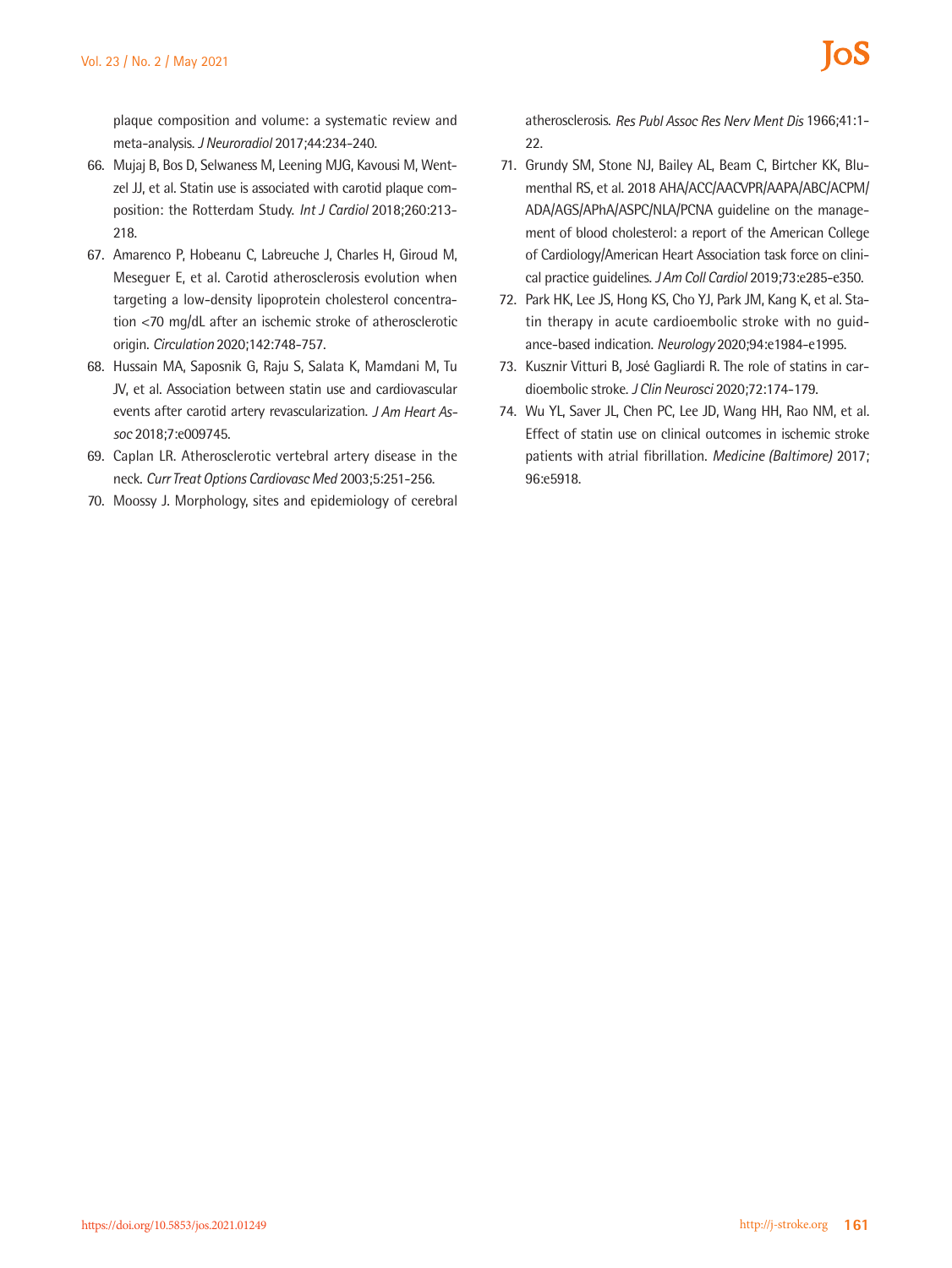plaque composition and volume: a systematic review and meta-analysis. *J Neuroradiol* 2017;44:234-240.

66. Mujaj B, Bos D, Selwaness M, Leening MJG, Kavousi M, Wentzel JJ, et al. Statin use is associated with carotid plaque composition: the Rotterdam Study. *Int J Cardiol* 2018;260:213-218.
67. Amarenco P, Hobeanu C, Labreuche J, Charles H, Giroud M, Meseguer E, et al. Carotid atherosclerosis evolution when targeting a low-density lipoprotein cholesterol concentration <70 mg/dL after an ischemic stroke of atherosclerotic origin. *Circulation* 2020;142:748-757.
68. Hussain MA, Saposnik G, Raju S, Salata K, Mamdani M, Tu JV, et al. Association between statin use and cardiovascular events after carotid artery revascularization. *J Am Heart Assoc* 2018;7:e009745.
69. Caplan LR. Atherosclerotic vertebral artery disease in the neck. *Curr Treat Options Cardiovasc Med* 2003;5:251-256.
70. Moossy J. Morphology, sites and epidemiology of cerebral atherosclerosis. *Res Publ Assoc Res Nerv Ment Dis* 1966;41:1-22.
71. Grundy SM, Stone NJ, Bailey AL, Beam C, Birtcher KK, Blumenthal RS, et al. 2018 AHA/ACC/AACVPR/AAPA/ABC/ACPM/ADA/AGS/APhA/ASPC/NLA/PCNA guideline on the management of blood cholesterol: a report of the American College of Cardiology/American Heart Association task force on clinical practice guidelines. *J Am Coll Cardiol* 2019;73:e285-e350.
72. Park HK, Lee JS, Hong KS, Cho YJ, Park JM, Kang K, et al. Statin therapy in acute cardioembolic stroke with no guidance-based indication. *Neurology* 2020;94:e1984-e1995.
73. Kusznir Vitturi B, José Gagliardi R. The role of statins in cardioembolic stroke. *J Clin Neurosci* 2020;72:174-179.
74. Wu YL, Saver JL, Chen PC, Lee JD, Wang HH, Rao NM, et al. Effect of statin use on clinical outcomes in ischemic stroke patients with atrial fibrillation. *Medicine (Baltimore)* 2017;96:e5918.